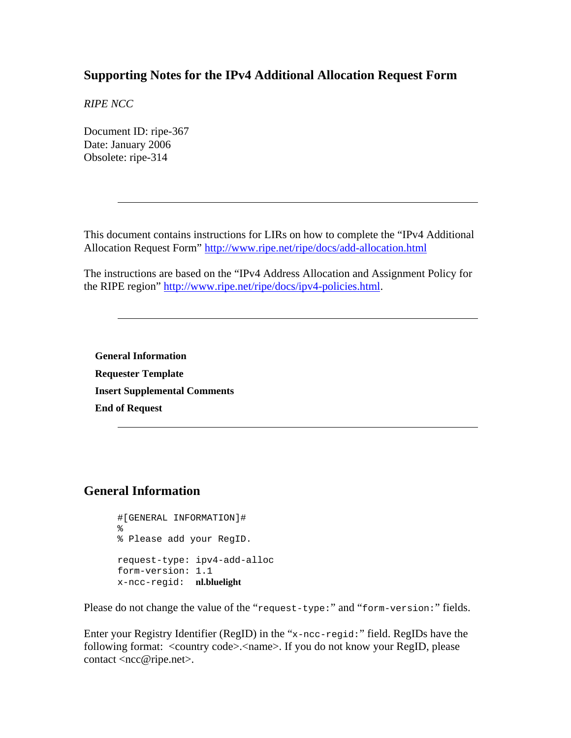## Supporting Notes for the IPv4 Additional Allocation Request Form

*RIPE NCC*

Document ID: ripe-367
Date: January 2006
Obsolete: ripe-314

---

This document contains instructions for LIRs on how to complete the "IPv4 Additional Allocation Request Form" http://www.ripe.net/ripe/docs/add-allocation.html

The instructions are based on the "IPv4 Address Allocation and Assignment Policy for the RIPE region" http://www.ripe.net/ripe/docs/ipv4-policies.html.

---

**General Information**

**Requester Template**

**Insert Supplemental Comments**

**End of Request**

---

## General Information

```
#[GENERAL INFORMATION]#
%
% Please add your RegID.

request-type: ipv4-add-alloc
form-version: 1.1
x-ncc-regid:  nl.bluelight
```

Please do not change the value of the "`request-type:`" and "`form-version:`" fields.

Enter your Registry Identifier (RegID) in the "`x-ncc-regid:`" field. RegIDs have the following format: <country code>.<name>. If you do not know your RegID, please contact <ncc@ripe.net>.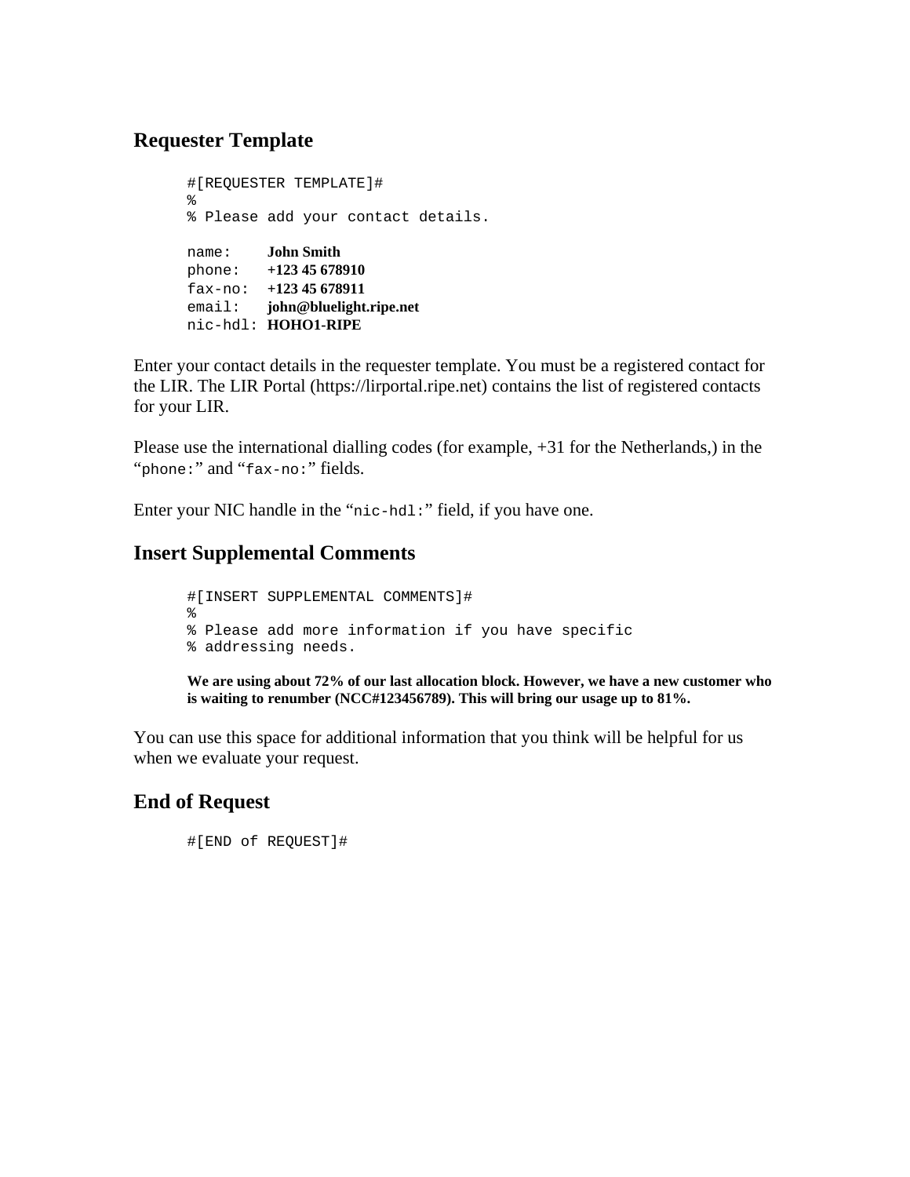## Requester Template

```
#[REQUESTER TEMPLATE]#
%
% Please add your contact details.

name:     John Smith
phone:    +123 45 678910
fax-no:   +123 45 678911
email:    john@bluelight.ripe.net
nic-hdl:  HOHO1-RIPE
```

Enter your contact details in the requester template. You must be a registered contact for the LIR. The LIR Portal (https://lirportal.ripe.net) contains the list of registered contacts for your LIR.

Please use the international dialling codes (for example, +31 for the Netherlands,) in the "`phone:`" and "`fax-no:`" fields.

Enter your NIC handle in the "`nic-hdl:`" field, if you have one.

## Insert Supplemental Comments

```
#[INSERT SUPPLEMENTAL COMMENTS]#
%
% Please add more information if you have specific
% addressing needs.
```

**We are using about 72% of our last allocation block. However, we have a new customer who is waiting to renumber (NCC#123456789). This will bring our usage up to 81%.**

You can use this space for additional information that you think will be helpful for us when we evaluate your request.

## End of Request

```
#[END of REQUEST]#
```